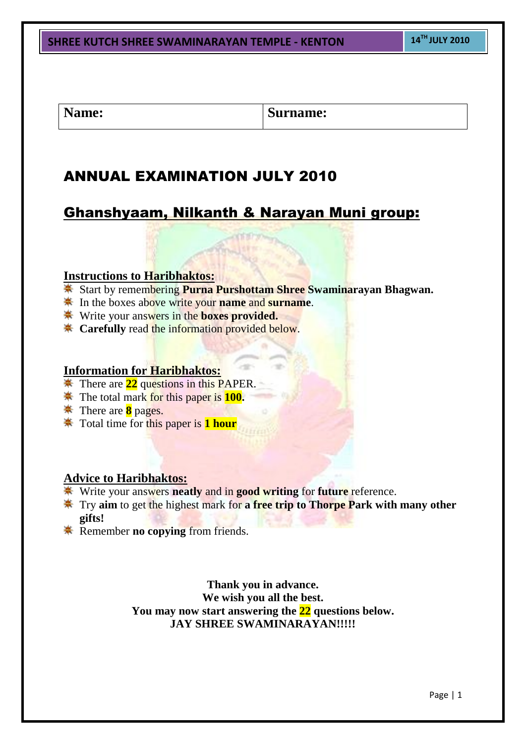| Name: | Surname: |
| --- | --- |

# ANNUAL EXAMINATION JULY 2010

## Ghanshyaam, Nilkanth & Narayan Muni group:

### Instructions to Haribhaktos:

- Start by remembering **Purna Purshottam Shree Swaminarayan Bhagwan.**
- In the boxes above write your **name** and **surname**.
- Write your answers in the **boxes provided.**
- **Carefully** read the information provided below.

### Information for Haribhaktos:

- There are **22** questions in this PAPER.
- The total mark for this paper is **100.**
- There are **8** pages.
- Total time for this paper is **1 hour**

### Advice to Haribhaktos:

- Write your answers **neatly** and in **good writing** for **future** reference.
- Try **aim** to get the highest mark for **a free trip to Thorpe Park with many other gifts!**
- Remember **no copying** from friends.

**Thank you in advance.**
**We wish you all the best.**
**You may now start answering the 22 questions below.**
**JAY SHREE SWAMINARAYAN!!!!!**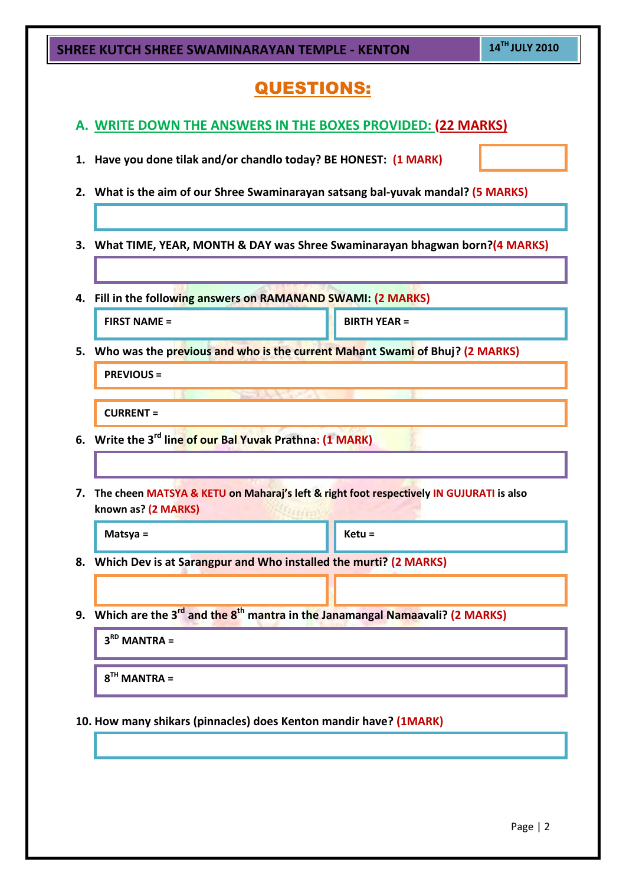# QUESTIONS:

## A. WRITE DOWN THE ANSWERS IN THE BOXES PROVIDED: (22 MARKS)

1. Have you done tilak and/or chandlo today? BE HONEST: **(1 MARK)**

2. What is the aim of our Shree Swaminarayan satsang bal-yuvak mandal? **(5 MARKS)**

3. What TIME, YEAR, MONTH & DAY was Shree Swaminarayan bhagwan born? **(4 MARKS)**

4. Fill in the following answers on RAMANAND SWAMI: **(2 MARKS)**

   FIRST NAME =

   BIRTH YEAR =

5. Who was the previous and who is the current Mahant Swami of Bhuj? **(2 MARKS)**

   PREVIOUS =

   CURRENT =

6. Write the 3rd line of our Bal Yuvak Prathna: **(1 MARK)**

7. The cheen **MATSYA & KETU** on Maharaj's left & right foot respectively **IN GUJURATI** is also known as? **(2 MARKS)**

   Matsya =

   Ketu =

8. Which Dev is at Sarangpur and Who installed the murti? **(2 MARKS)**

9. Which are the 3rd and the 8th mantra in the Janamangal Namaavali? **(2 MARKS)**

   3RD MANTRA =

   8TH MANTRA =

10. How many shikars (pinnacles) does Kenton mandir have? **(1MARK)**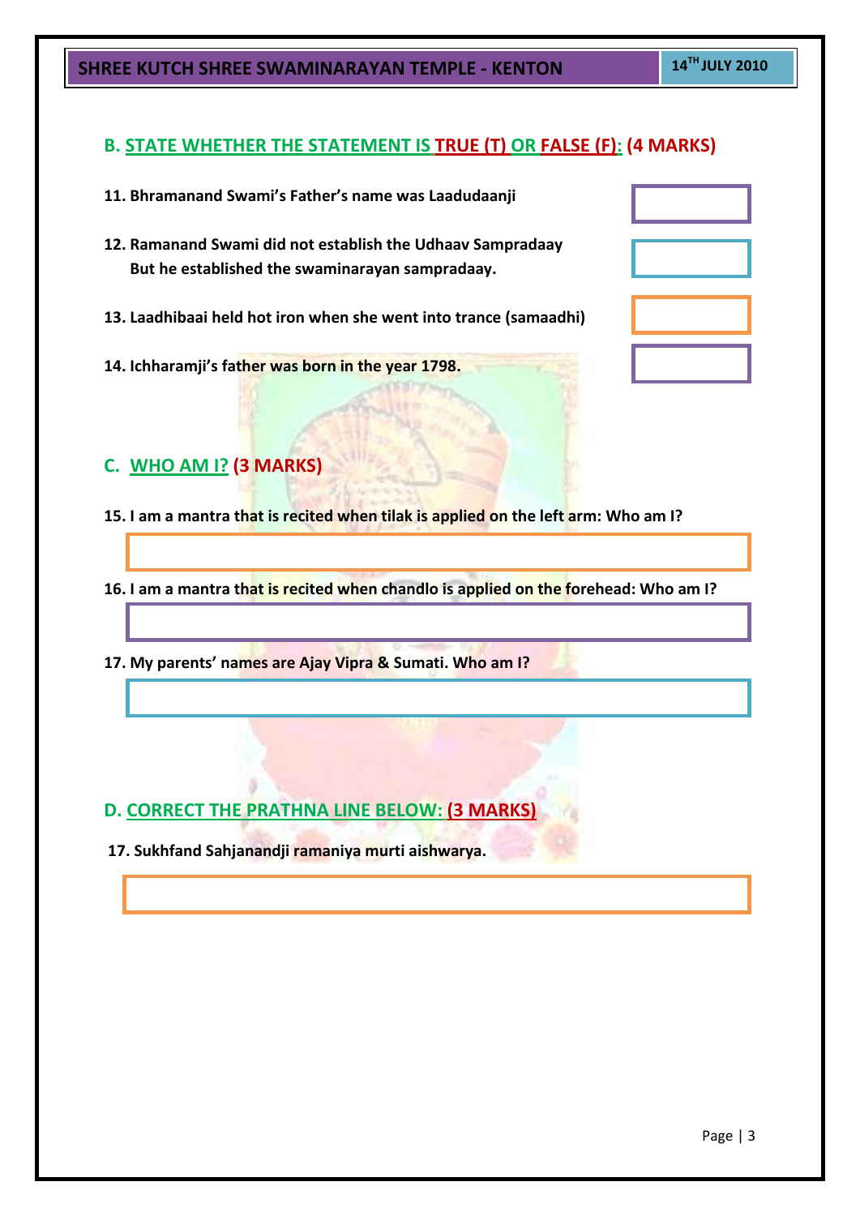## B. STATE WHETHER THE STATEMENT IS TRUE (T) OR FALSE (F): (4 MARKS)

11. Bhramanand Swami's Father's name was Laadudaanji

12. Ramanand Swami did not establish the Udhaav Sampradaay But he established the swaminarayan sampradaay.

13. Laadhibaai held hot iron when she went into trance (samaadhi)

14. Ichharamji's father was born in the year 1798.

## C. WHO AM I? (3 MARKS)

15. I am a mantra that is recited when tilak is applied on the left arm: Who am I?

16. I am a mantra that is recited when chandlo is applied on the forehead: Who am I?

17. My parents' names are Ajay Vipra & Sumati. Who am I?

## D. CORRECT THE PRATHNA LINE BELOW: (3 MARKS)

17. Sukhfand Sahjanandji ramaniya murti aishwarya.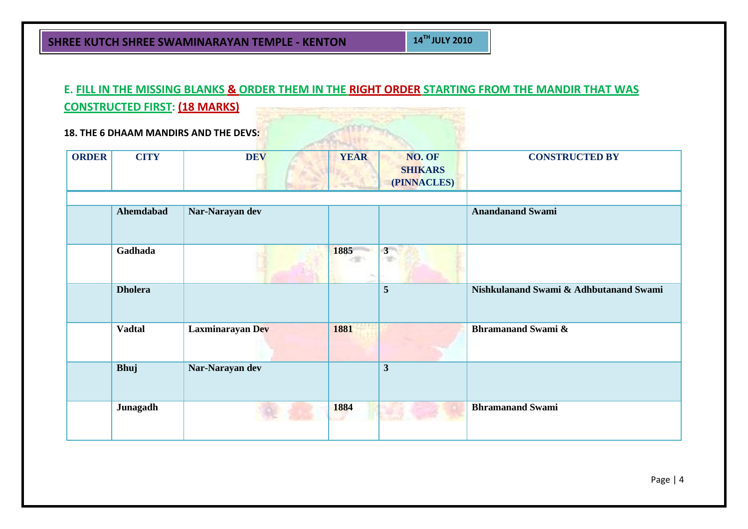## E. FILL IN THE MISSING BLANKS & ORDER THEM IN THE RIGHT ORDER STARTING FROM THE MANDIR THAT WAS CONSTRUCTED FIRST: (18 MARKS)

**18. THE 6 DHAAM MANDIRS AND THE DEVS:**

| ORDER | CITY | DEV | YEAR | NO. OF SHIKARS (PINNACLES) | CONSTRUCTED BY |
|---|---|---|---|---|---|
| | | | | | |
| | **Ahemdabad** | **Nar-Narayan dev** | | | **Anandanand Swami** |
| | **Gadhada** | | **1885** | **3** | |
| | **Dholera** | | | **5** | **Nishkulanand Swami & Adhbutanand Swami** |
| | **Vadtal** | **Laxminarayan Dev** | **1881** | | **Bhramanand Swami &** |
| | **Bhuj** | **Nar-Narayan dev** | | **3** | |
| | **Junagadh** | | **1884** | | **Bhramanand Swami** |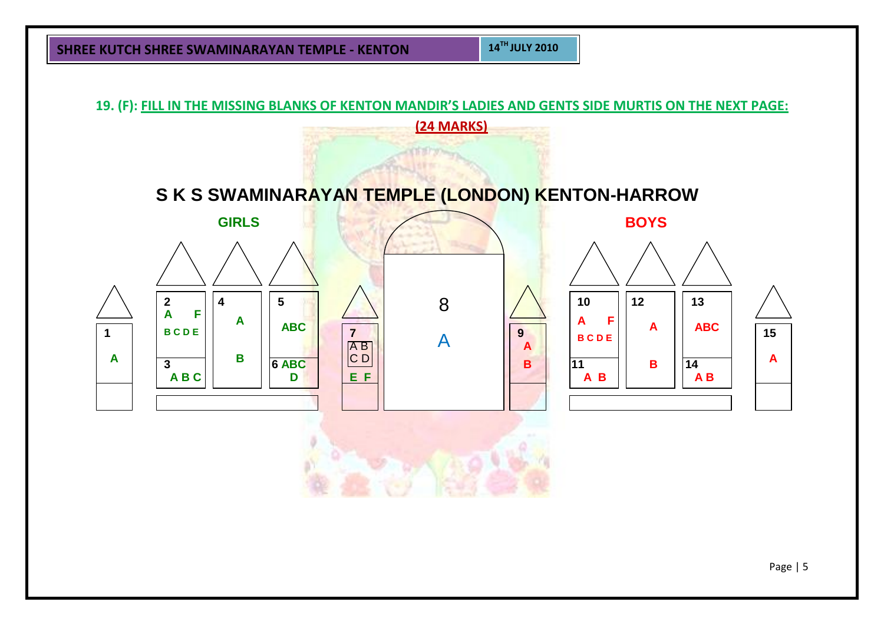## 19. (F): FILL IN THE MISSING BLANKS OF KENTON MANDIR'S LADIES AND GENTS SIDE MURTIS ON THE NEXT PAGE:

**(24 MARKS)**

# S K S SWAMINARAYAN TEMPLE (LONDON) KENTON-HARROW

**GIRLS**

**BOYS**

1
A

2
A F
B C D E

3
A B C

4
A
B

5
ABC

6 ABC
D

7
A B
C D
E F

8
A

9
A
B

10
A F
B C D E

11
A B

12
A
B

13
ABC

14
A B

15
A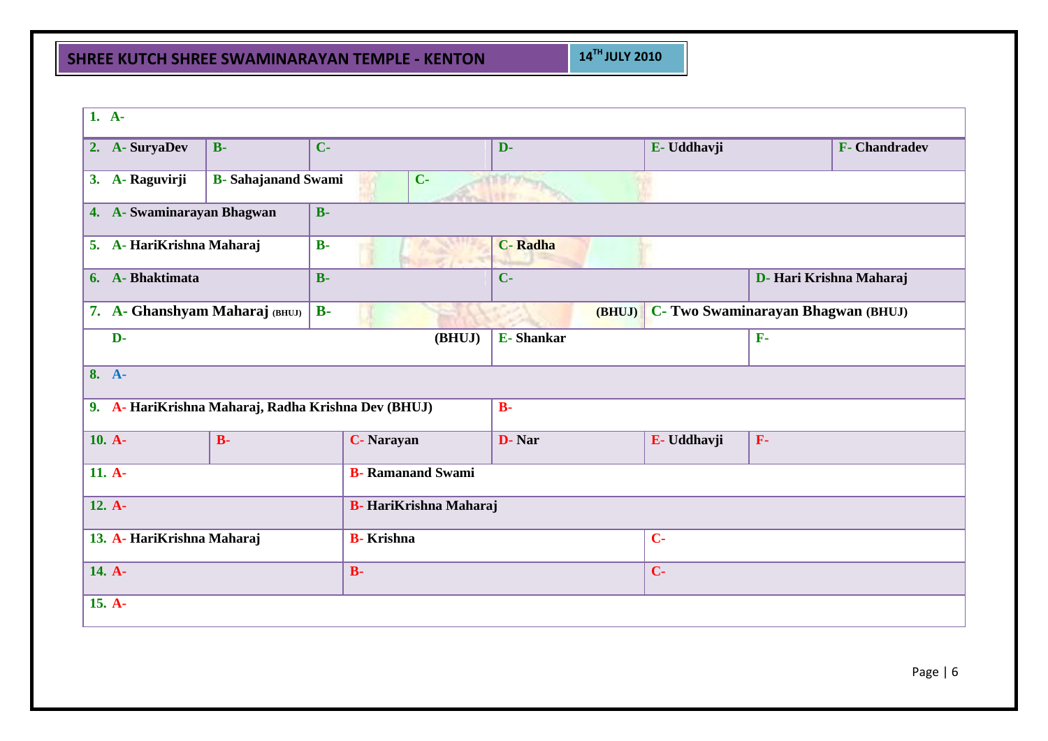## SHREE KUTCH SHREE SWAMINARAYAN TEMPLE - KENTON

14TH JULY 2010

| | | | | | |
|---|---|---|---|---|---|
| 1. A- | | | | | |
| 2. A- SuryaDev | B- | C- | D- | E- Uddhavji | F- Chandradev |
| 3. A- Raguvirji | B- Sahajanand Swami | C- | | | |
| 4. A- Swaminarayan Bhagwan | B- | | | | |
| 5. A- HariKrishna Maharaj | B- | C- Radha | | | |
| 6. A- Bhaktimata | B- | C- | | D- Hari Krishna Maharaj | |
| 7. A- Ghanshyam Maharaj (BHUJ) | B- (BHUJ) | C- Two Swaminarayan Bhagwan (BHUJ) | | | |
| D- (BHUJ) | | E- Shankar | | F- | |
| 8. A- | | | | | |
| 9. A- HariKrishna Maharaj, Radha Krishna Dev (BHUJ) | | B- | | | |
| 10. A- | B- | C- Narayan | D- Nar | E- Uddhavji | F- |
| 11. A- | B- Ramanand Swami | | | | |
| 12. A- | B- HariKrishna Maharaj | | | | |
| 13. A- HariKrishna Maharaj | B- Krishna | C- | | | |
| 14. A- | B- | C- | | | |
| 15. A- | | | | | |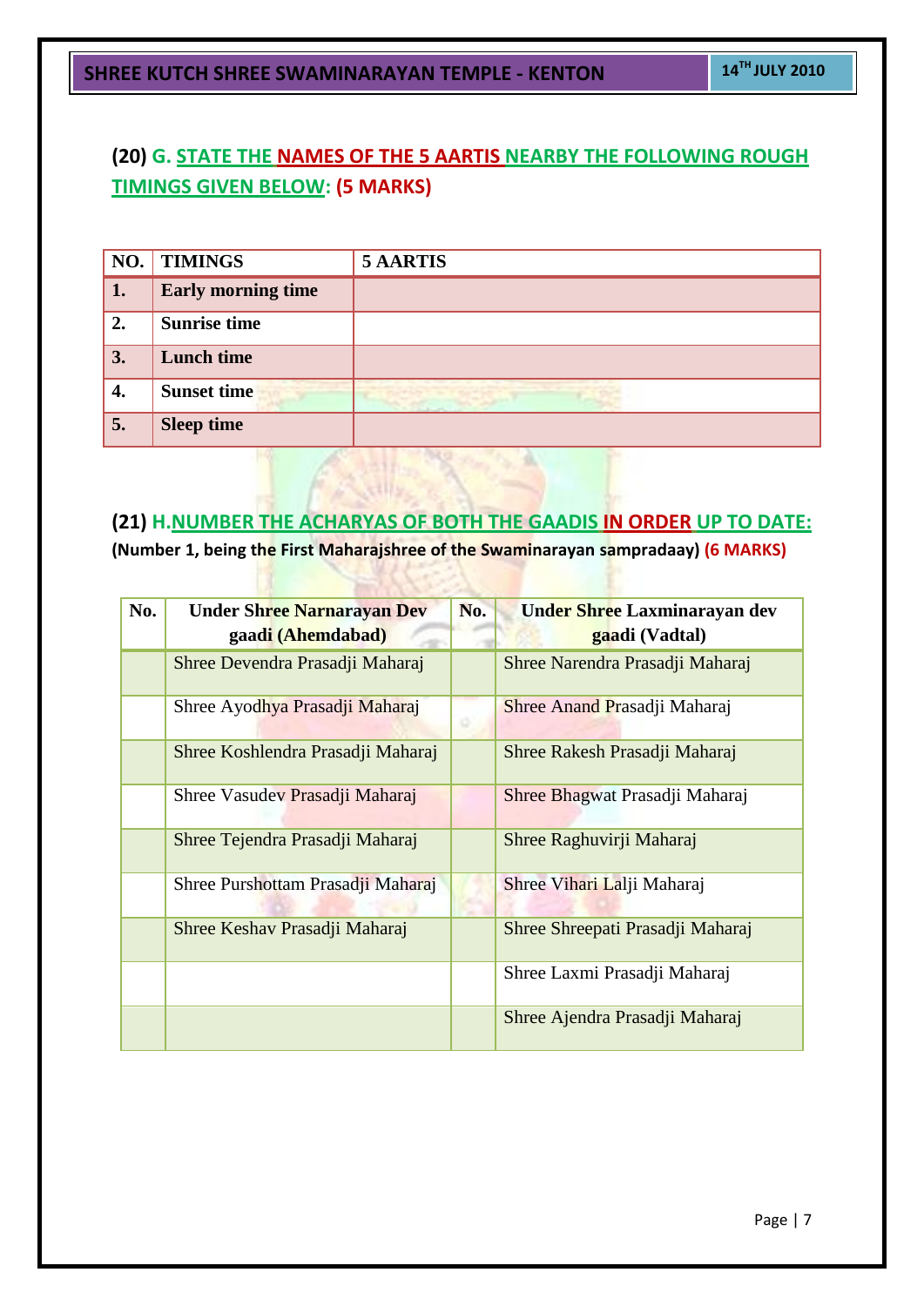## (20) G. STATE THE NAMES OF THE 5 AARTIS NEARBY THE FOLLOWING ROUGH TIMINGS GIVEN BELOW: (5 MARKS)

| NO. | TIMINGS | 5 AARTIS |
|---|---|---|
| 1. | Early morning time | |
| 2. | Sunrise time | |
| 3. | Lunch time | |
| 4. | Sunset time | |
| 5. | Sleep time | |

## (21) H. NUMBER THE ACHARYAS OF BOTH THE GAADIS IN ORDER UP TO DATE:

**(Number 1, being the First Maharajshree of the Swaminarayan sampradaay) (6 MARKS)**

| No. | Under Shree Narnarayan Dev gaadi (Ahemdabad) | No. | Under Shree Laxminarayan dev gaadi (Vadtal) |
|---|---|---|---|
| | Shree Devendra Prasadji Maharaj | | Shree Narendra Prasadji Maharaj |
| | Shree Ayodhya Prasadji Maharaj | | Shree Anand Prasadji Maharaj |
| | Shree Koshlendra Prasadji Maharaj | | Shree Rakesh Prasadji Maharaj |
| | Shree Vasudev Prasadji Maharaj | | Shree Bhagwat Prasadji Maharaj |
| | Shree Tejendra Prasadji Maharaj | | Shree Raghuvirji Maharaj |
| | Shree Purshottam Prasadji Maharaj | | Shree Vihari Lalji Maharaj |
| | Shree Keshav Prasadji Maharaj | | Shree Shreepati Prasadji Maharaj |
| | | | Shree Laxmi Prasadji Maharaj |
| | | | Shree Ajendra Prasadji Maharaj |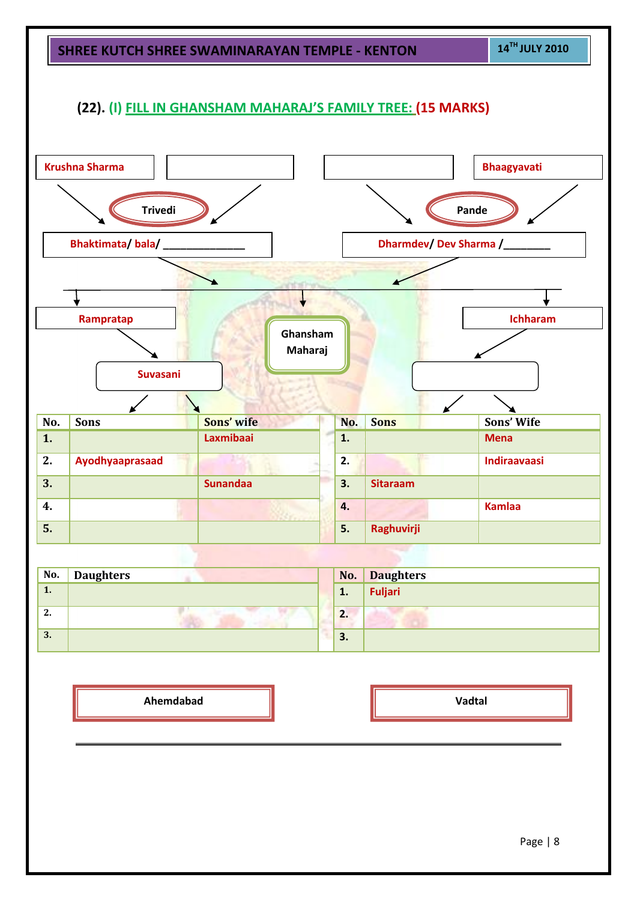# (22). (I) FILL IN GHANSHAM MAHARAJ'S FAMILY TREE: (15 MARKS)

Krushna Sharma

Bhaagyavati

Trivedi

Pande

Bhaktimata/ bala/ _____________

Dharmdev/ Dev Sharma /_______

Rampratap

Ghansham Maharaj

Ichharam

Suvasani

| No. | Sons | Sons' wife |
|---|---|---|
| 1. | | Laxmibaai |
| 2. | Ayodhyaaprasaad | |
| 3. | | Sunandaa |
| 4. | | |
| 5. | | |

| No. | Sons | Sons' Wife |
|---|---|---|
| 1. | | Mena |
| 2. | | Indiraavaasi |
| 3. | Sitaraam | |
| 4. | | Kamlaa |
| 5. | Raghuvirji | |

| No. | Daughters |
|---|---|
| 1. | |
| 2. | |
| 3. | |

| No. | Daughters |
|---|---|
| 1. | Fuljari |
| 2. | |
| 3. | |

Ahemdabad

Vadtal